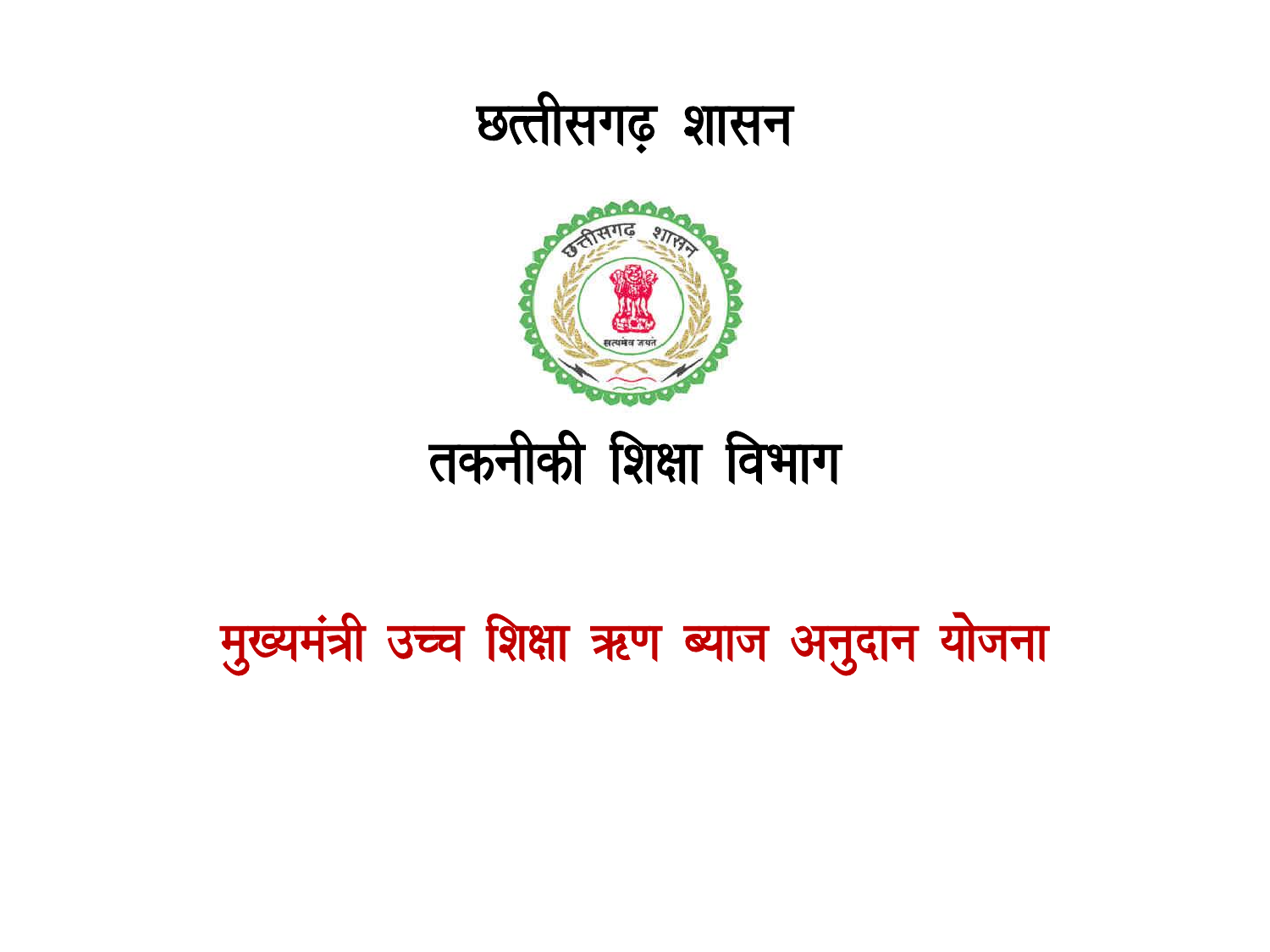# छत्तीसगढ़ शासन

# तकनीकी शिक्षा विभाग

## मुख्यमंत्री उच्च शिक्षा ऋण ब्याज अनुदान योजना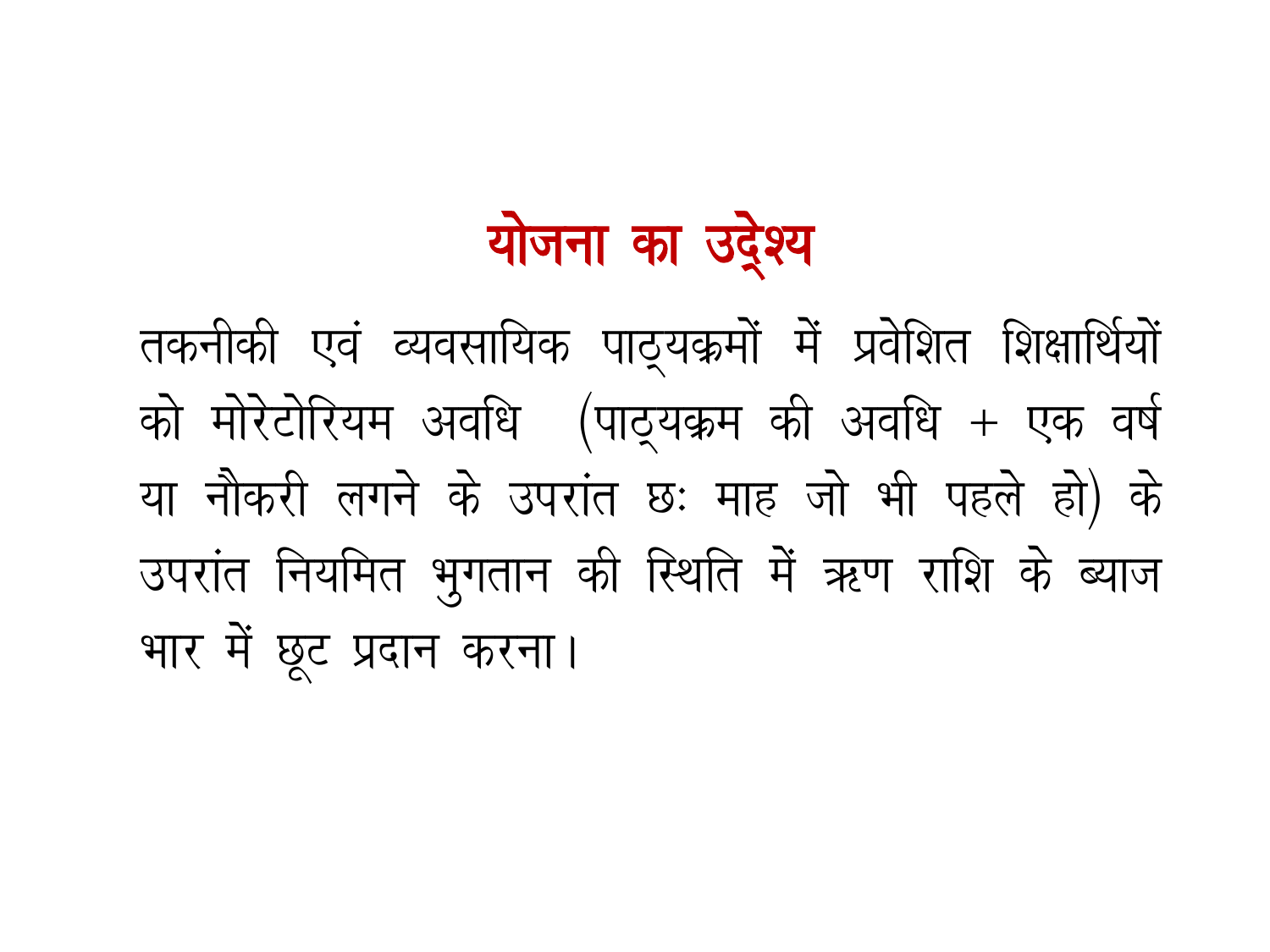# योजना का उद्देश्य

तकनीकी एवं व्यवसायिक पाठ्यक्रमों में प्रवेशित शिक्षार्थियों को मोरेटोरियम अवधि (पाठ्यक्रम की अवधि + एक वर्ष या नौकरी लगने के उपरांत छः माह जो भी पहले हो) के उपरांत नियमित भुगतान की स्थिति में ऋण राशि के ब्याज भार में छूट प्रदान करना।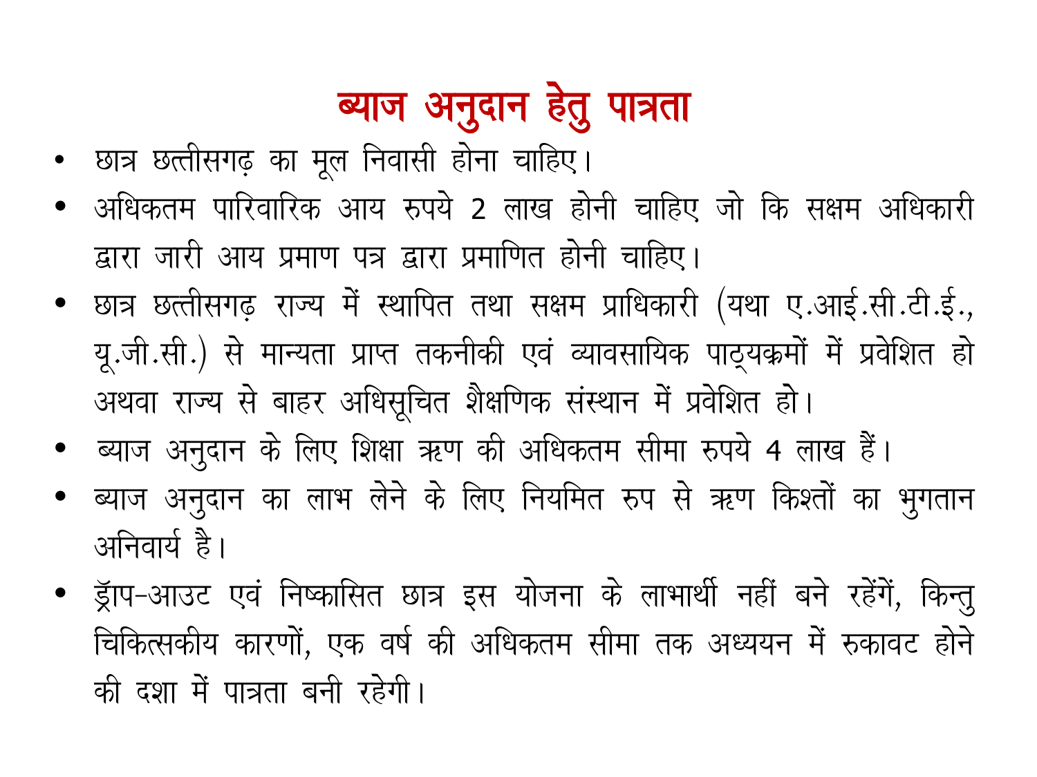# ब्याज अनुदान हेतु पात्रता

- छात्र छत्तीसगढ़ का मूल निवासी होना चाहिए।
- अधिकतम पारिवारिक आय रुपये 2 लाख होनी चाहिए जो कि सक्षम अधिकारी द्वारा जारी आय प्रमाण पत्र द्वारा प्रमाणित होनी चाहिए।
- छात्र छत्तीसगढ़ राज्य में स्थापित तथा सक्षम प्राधिकारी (यथा ए.आई.सी.टी.ई., यू.जी.सी.) से मान्यता प्राप्त तकनीकी एवं व्यावसायिक पाठ्यक्रमों में प्रवेशित हो अथवा राज्य से बाहर अधिसूचित शैक्षणिक संस्थान में प्रवेशित हो।
- ब्याज अनुदान के लिए शिक्षा ऋण की अधिकतम सीमा रुपये 4 लाख हैं।
- ब्याज अनुदान का लाभ लेने के लिए नियमित रुप से ऋण किश्तों का भुगतान अनिवार्य है।
- ड्रॅाप-आउट एवं निष्कासित छात्र इस योजना के लाभार्थी नहीं बने रहेंगें, किन्तु चिकित्सकीय कारणों, एक वर्ष की अधिकतम सीमा तक अध्ययन में रुकावट होने की दशा में पात्रता बनी रहेगी।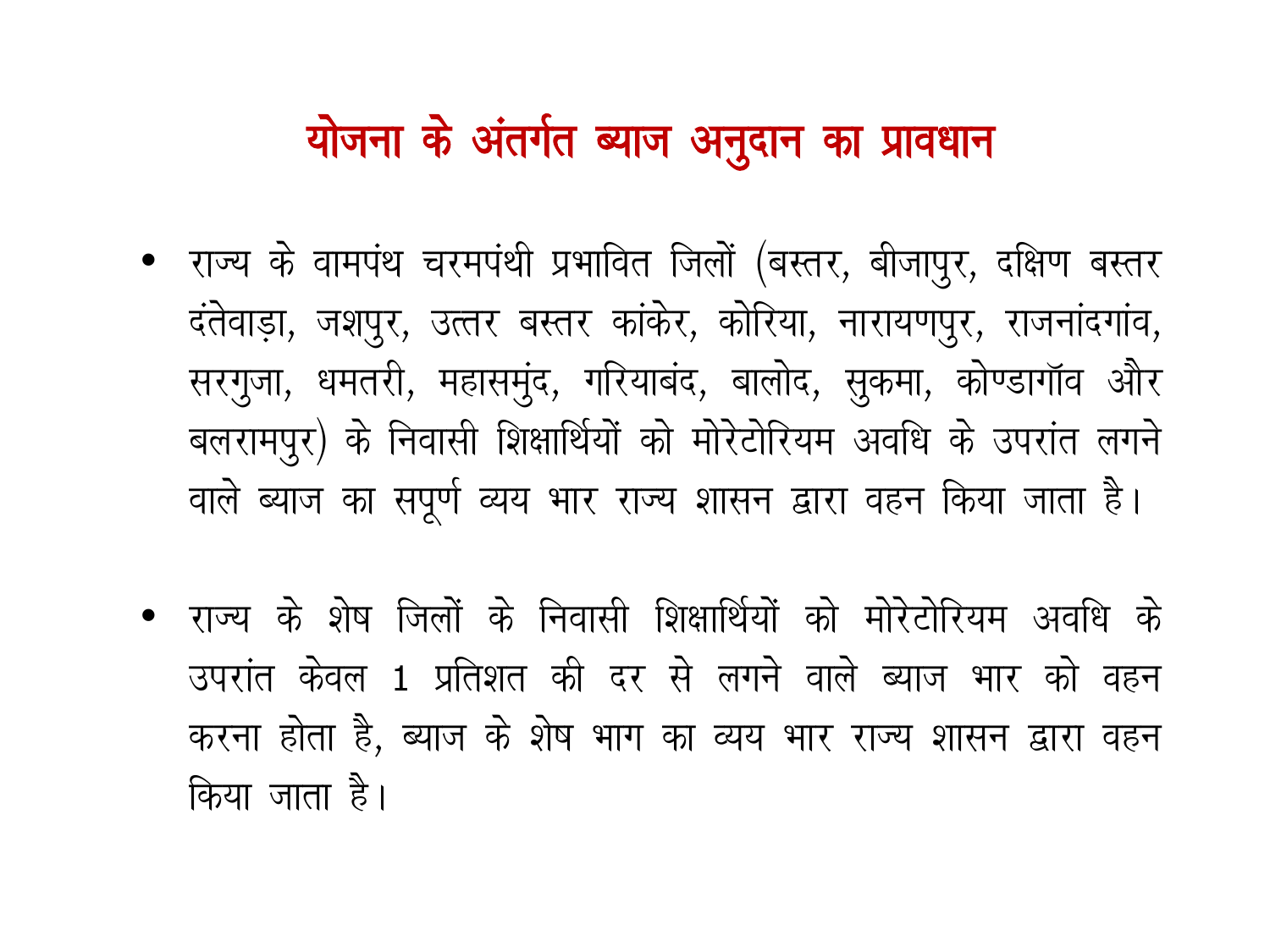# योजना के अंतर्गत ब्याज अनुदान का प्रावधान

- राज्य के वामपंथ चरमपंथी प्रभावित जिलों (बस्तर, बीजापुर, दक्षिण बस्तर दंतेवाड़ा, जशपुर, उत्तर बस्तर कांकेर, कोरिया, नारायणपुर, राजनांदगांव, सरगुजा, धमतरी, महासमुंद, गरियाबंद, बालोद, सुकमा, कोण्डागॉव और बलरामपुर) के निवासी शिक्षार्थियों को मोरेटोरियम अवधि के उपरांत लगने वाले ब्याज का सपूर्ण व्यय भार राज्य शासन द्वारा वहन किया जाता है।

- राज्य के शेष जिलों के निवासी शिक्षार्थियों को मोरेटोरियम अवधि के उपरांत केवल 1 प्रतिशत की दर से लगने वाले ब्याज भार को वहन करना होता है, ब्याज के शेष भाग का व्यय भार राज्य शासन द्वारा वहन किया जाता है।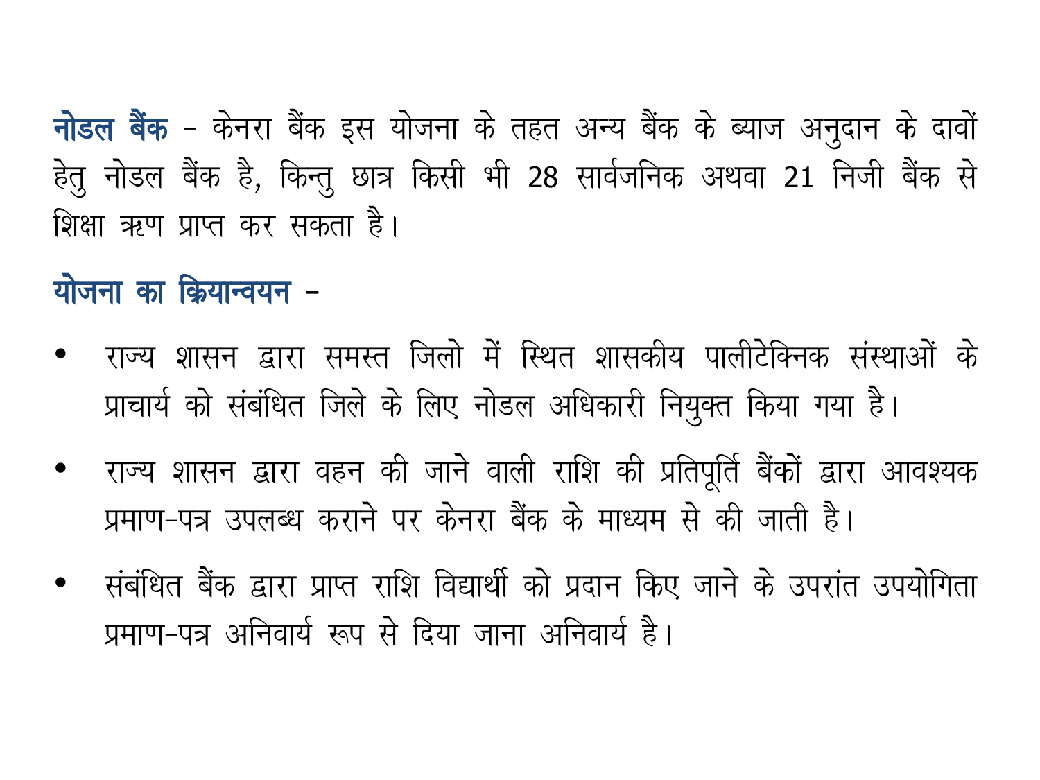**नोडल बैंक** - केनरा बैंक इस योजना के तहत अन्य बैंक के ब्याज अनुदान के दावों हेतु नोडल बैंक है, किन्तु छात्र किसी भी 28 सार्वजनिक अथवा 21 निजी बैंक से शिक्षा ऋण प्राप्त कर सकता है।

**योजना का क्रियान्वयन** -

- राज्य शासन द्वारा समस्त जिलो में स्थित शासकीय पालीटेक्निक संस्थाओं के प्राचार्य को संबंधित जिले के लिए नोडल अधिकारी नियुक्त किया गया है।
- राज्य शासन द्वारा वहन की जाने वाली राशि की प्रतिपूर्ति बैंकों द्वारा आवश्यक प्रमाण-पत्र उपलब्ध कराने पर केनरा बैंक के माध्यम से की जाती है।
- संबंधित बैंक द्वारा प्राप्त राशि विद्यार्थी को प्रदान किए जाने के उपरांत उपयोगिता प्रमाण-पत्र अनिवार्य रूप से दिया जाना अनिवार्य है।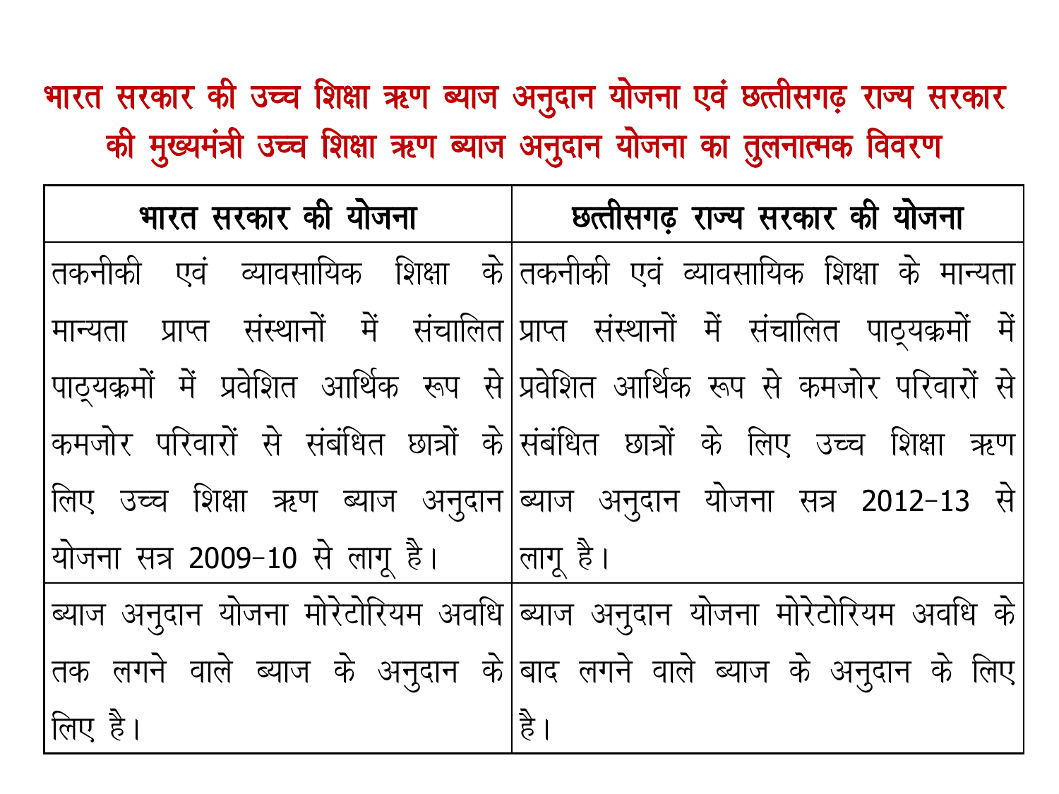# भारत सरकार की उच्च शिक्षा ऋण ब्याज अनुदान योजना एवं छत्तीसगढ़ राज्य सरकार की मुख्यमंत्री उच्च शिक्षा ऋण ब्याज अनुदान योजना का तुलनात्मक विवरण

| भारत सरकार की योजना | छत्तीसगढ़ राज्य सरकार की योजना |
|---|---|
| तकनीकी एवं व्यावसायिक शिक्षा के मान्यता प्राप्त संस्थानों में संचालित पाठ्यक्रमों में प्रवेशित आर्थिक रूप से कमजोर परिवारों से संबंधित छात्रों के लिए उच्च शिक्षा ऋण ब्याज अनुदान योजना सत्र 2009-10 से लागू है। | तकनीकी एवं व्यावसायिक शिक्षा के मान्यता प्राप्त संस्थानों में संचालित पाठ्यक्रमों में प्रवेशित आर्थिक रूप से कमजोर परिवारों से संबंधित छात्रों के लिए उच्च शिक्षा ऋण ब्याज अनुदान योजना सत्र 2012-13 से लागू है। |
| ब्याज अनुदान योजना मोरेटोरियम अवधि तक लगने वाले ब्याज के अनुदान के लिए है। | ब्याज अनुदान योजना मोरेटोरियम अवधि के बाद लगने वाले ब्याज के अनुदान के लिए है। |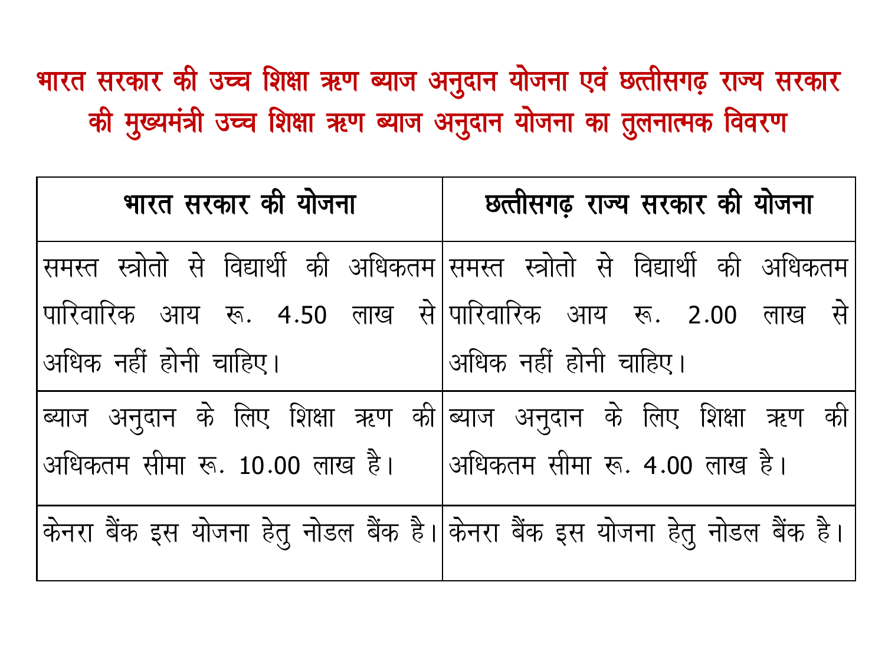# भारत सरकार की उच्च शिक्षा ऋण ब्याज अनुदान योजना एवं छत्तीसगढ़ राज्य सरकार की मुख्यमंत्री उच्च शिक्षा ऋण ब्याज अनुदान योजना का तुलनात्मक विवरण

| **भारत सरकार की योजना** | **छत्तीसगढ़ राज्य सरकार की योजना** |
|---|---|
| समस्त स्त्रोतो से विद्यार्थी की अधिकतम पारिवारिक आय रू. 4.50 लाख से अधिक नहीं होनी चाहिए। | समस्त स्त्रोतो से विद्यार्थी की अधिकतम पारिवारिक आय रू. 2.00 लाख से अधिक नहीं होनी चाहिए। |
| ब्याज अनुदान के लिए शिक्षा ऋण की अधिकतम सीमा रू. 10.00 लाख है। | ब्याज अनुदान के लिए शिक्षा ऋण की अधिकतम सीमा रू. 4.00 लाख है। |
| केनरा बैंक इस योजना हेतु नोडल बैंक है। | केनरा बैंक इस योजना हेतु नोडल बैंक है। |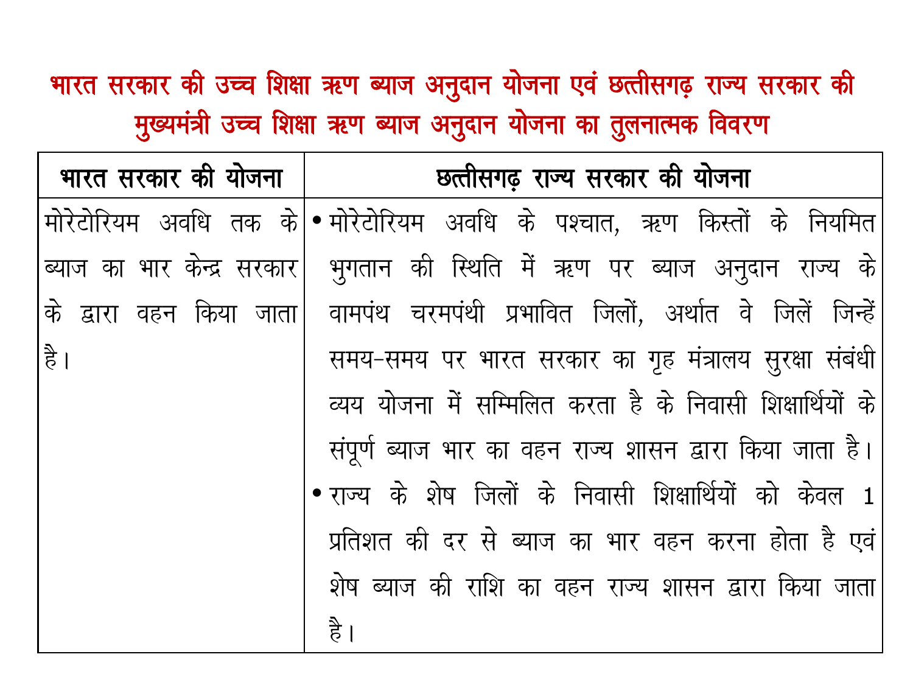# भारत सरकार की उच्च शिक्षा ऋण ब्याज अनुदान योजना एवं छत्तीसगढ़ राज्य सरकार की मुख्यमंत्री उच्च शिक्षा ऋण ब्याज अनुदान योजना का तुलनात्मक विवरण

| भारत सरकार की योजना | छत्तीसगढ़ राज्य सरकार की योजना |
|---|---|
| मोरेटोरियम अवधि तक के ब्याज का भार केन्द्र सरकार के द्वारा वहन किया जाता है। | • मोरेटोरियम अवधि के पश्चात, ऋण किस्तों के नियमित भुगतान की स्थिति में ऋण पर ब्याज अनुदान राज्य के वामपंथ चरमपंथी प्रभावित जिलों, अर्थात वे जिलें जिन्हें समय-समय पर भारत सरकार का गृह मंत्रालय सुरक्षा संबंधी व्यय योजना में सम्मिलित करता है के निवासी शिक्षार्थियों के संपूर्ण ब्याज भार का वहन राज्य शासन द्वारा किया जाता है।<br>• राज्य के शेष जिलों के निवासी शिक्षार्थियों को केवल 1 प्रतिशत की दर से ब्याज का भार वहन करना होता है एवं शेष ब्याज की राशि का वहन राज्य शासन द्वारा किया जाता है। |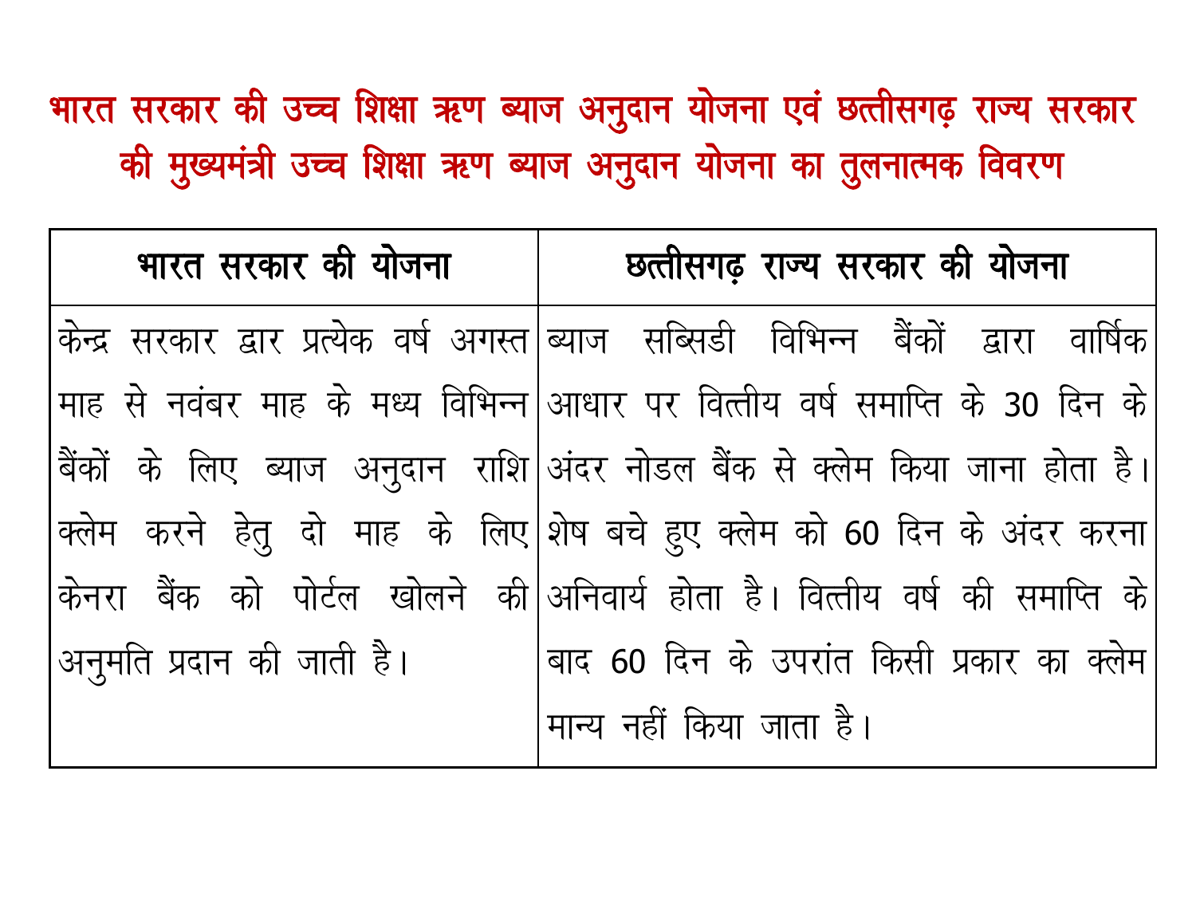# भारत सरकार की उच्च शिक्षा ऋण ब्याज अनुदान योजना एवं छत्तीसगढ़ राज्य सरकार की मुख्यमंत्री उच्च शिक्षा ऋण ब्याज अनुदान योजना का तुलनात्मक विवरण

| भारत सरकार की योजना | छत्तीसगढ़ राज्य सरकार की योजना |
|---|---|
| केन्द्र सरकार द्वार प्रत्येक वर्ष अगस्त माह से नवंबर माह के मध्य विभिन्न बैंकों के लिए ब्याज अनुदान राशि क्लेम करने हेतु दो माह के लिए केनरा बैंक को पोर्टल खोलने की अनुमति प्रदान की जाती है। | ब्याज सब्सिडी विभिन्न बैंकों द्वारा वार्षिक आधार पर वित्तीय वर्ष समाप्ति के 30 दिन के अंदर नोडल बैंक से क्लेम किया जाना होता है। शेष बचे हुए क्लेम को 60 दिन के अंदर करना अनिवार्य होता है। वित्तीय वर्ष की समाप्ति के बाद 60 दिन के उपरांत किसी प्रकार का क्लेम मान्य नहीं किया जाता है। |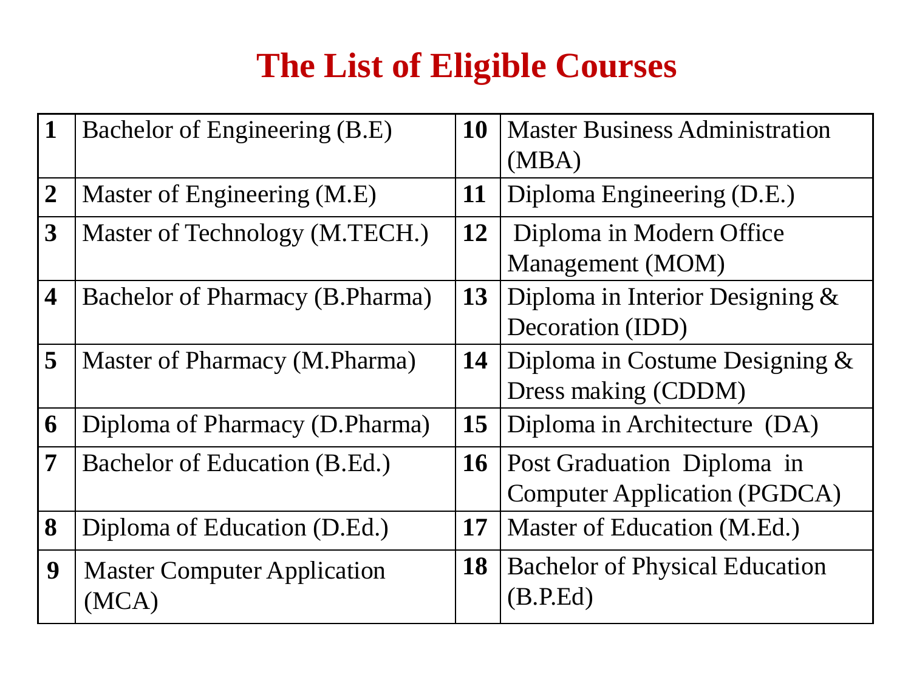# The List of Eligible Courses

| | | | |
|---|---|---|---|
| **1** | Bachelor of Engineering (B.E) | **10** | Master Business Administration (MBA) |
| **2** | Master of Engineering (M.E) | **11** | Diploma Engineering (D.E.) |
| **3** | Master of Technology (M.TECH.) | **12** | Diploma in Modern Office Management (MOM) |
| **4** | Bachelor of Pharmacy (B.Pharma) | **13** | Diploma in Interior Designing & Decoration (IDD) |
| **5** | Master of Pharmacy (M.Pharma) | **14** | Diploma in Costume Designing & Dress making (CDDM) |
| **6** | Diploma of Pharmacy (D.Pharma) | **15** | Diploma in Architecture (DA) |
| **7** | Bachelor of Education (B.Ed.) | **16** | Post Graduation Diploma in Computer Application (PGDCA) |
| **8** | Diploma of Education (D.Ed.) | **17** | Master of Education (M.Ed.) |
| **9** | Master Computer Application (MCA) | **18** | Bachelor of Physical Education (B.P.Ed) |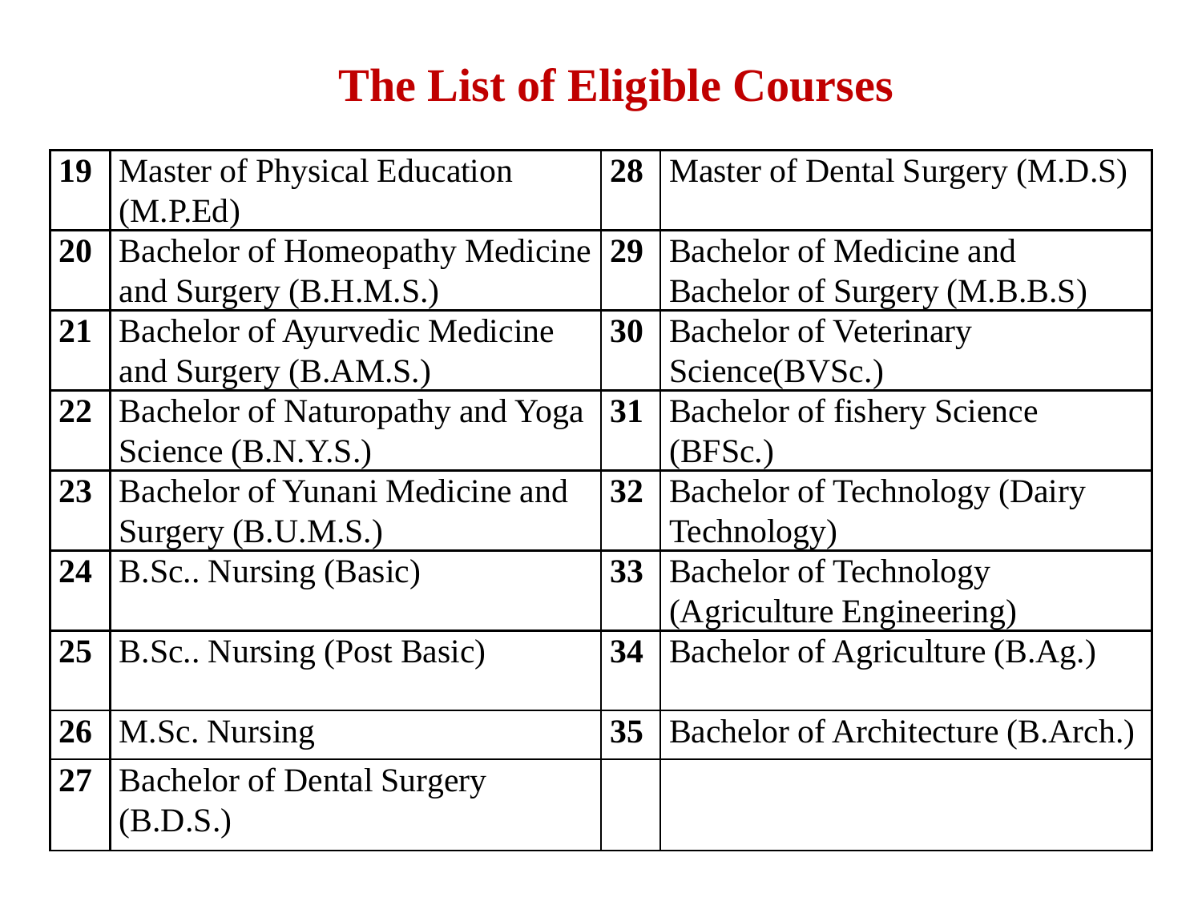# The List of Eligible Courses

| | | | |
|---|---|---|---|
| **19** | Master of Physical Education (M.P.Ed) | **28** | Master of Dental Surgery (M.D.S) |
| **20** | Bachelor of Homeopathy Medicine and Surgery (B.H.M.S.) | **29** | Bachelor of Medicine and Bachelor of Surgery (M.B.B.S) |
| **21** | Bachelor of Ayurvedic Medicine and Surgery (B.AM.S.) | **30** | Bachelor of Veterinary Science(BVSc.) |
| **22** | Bachelor of Naturopathy and Yoga Science (B.N.Y.S.) | **31** | Bachelor of fishery Science (BFSc.) |
| **23** | Bachelor of Yunani Medicine and Surgery (B.U.M.S.) | **32** | Bachelor of Technology (Dairy Technology) |
| **24** | B.Sc.. Nursing (Basic) | **33** | Bachelor of Technology (Agriculture Engineering) |
| **25** | B.Sc.. Nursing (Post Basic) | **34** | Bachelor of Agriculture (B.Ag.) |
| **26** | M.Sc. Nursing | **35** | Bachelor of Architecture (B.Arch.) |
| **27** | Bachelor of Dental Surgery (B.D.S.) | | |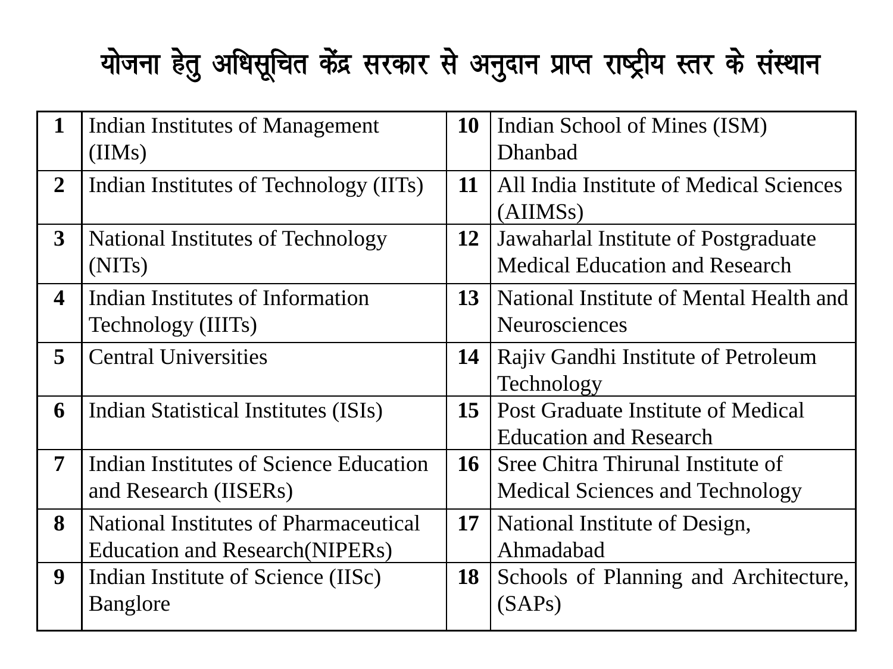# योजना हेतु अधिसूचित केंद्र सरकार से अनुदान प्राप्त राष्ट्रीय स्तर के संस्थान

| 1 | Indian Institutes of Management (IIMs) | 10 | Indian School of Mines (ISM) Dhanbad |
|---|---|---|---|
| 2 | Indian Institutes of Technology (IITs) | 11 | All India Institute of Medical Sciences (AIIMSs) |
| 3 | National Institutes of Technology (NITs) | 12 | Jawaharlal Institute of Postgraduate Medical Education and Research |
| 4 | Indian Institutes of Information Technology (IIITs) | 13 | National Institute of Mental Health and Neurosciences |
| 5 | Central Universities | 14 | Rajiv Gandhi Institute of Petroleum Technology |
| 6 | Indian Statistical Institutes (ISIs) | 15 | Post Graduate Institute of Medical Education and Research |
| 7 | Indian Institutes of Science Education and Research (IISERs) | 16 | Sree Chitra Thirunal Institute of Medical Sciences and Technology |
| 8 | National Institutes of Pharmaceutical Education and Research(NIPERs) | 17 | National Institute of Design, Ahmadabad |
| 9 | Indian Institute of Science (IISc) Banglore | 18 | Schools of Planning and Architecture, (SAPs) |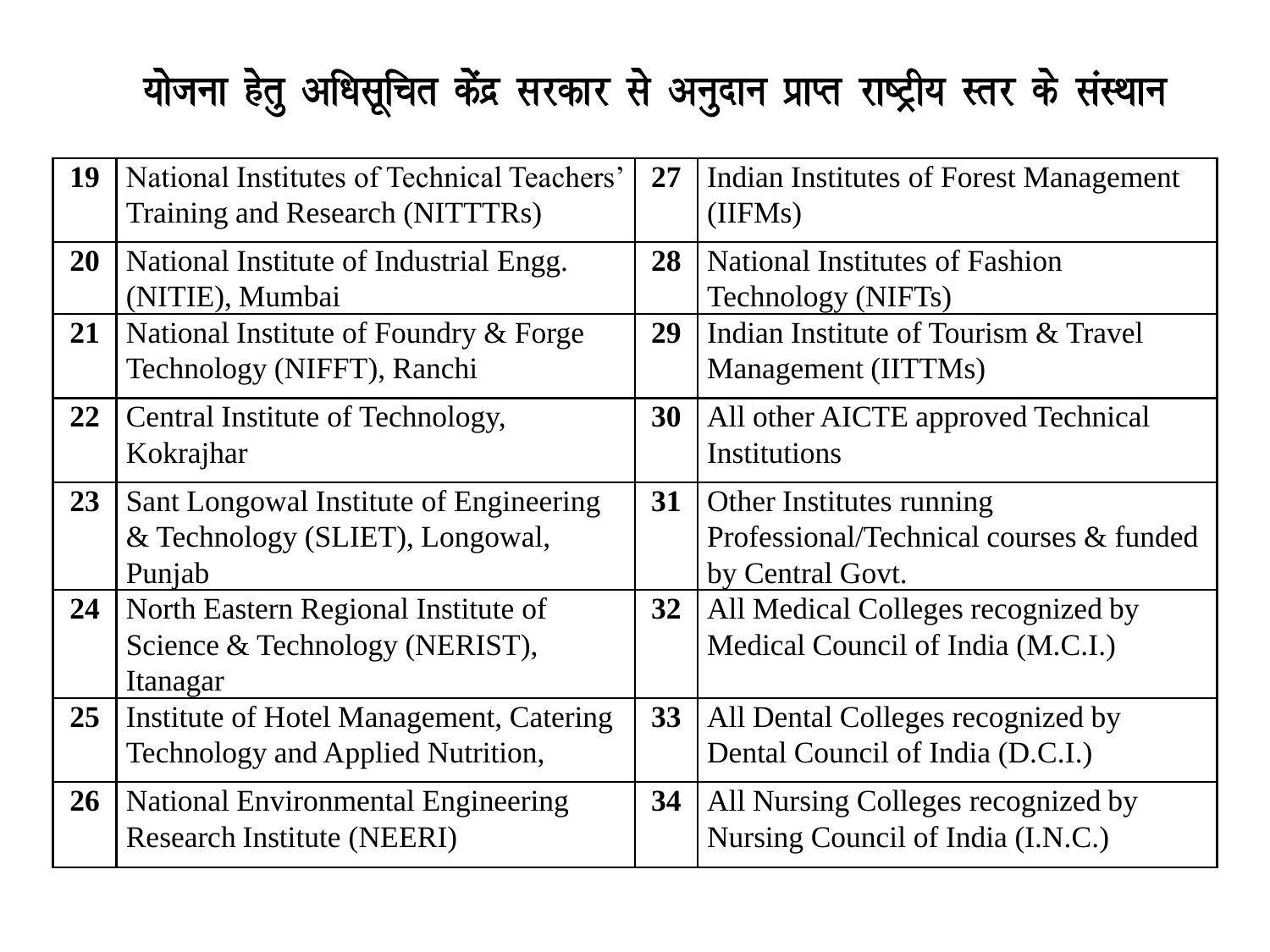# योजना हेतु अधिसूचित केंद्र सरकार से अनुदान प्राप्त राष्ट्रीय स्तर के संस्थान

| | | | |
|---|---|---|---|
| **19** | National Institutes of Technical Teachers' Training and Research (NITTTRs) | **27** | Indian Institutes of Forest Management (IIFMs) |
| **20** | National Institute of Industrial Engg. (NITIE), Mumbai | **28** | National Institutes of Fashion Technology (NIFTs) |
| **21** | National Institute of Foundry & Forge Technology (NIFFT), Ranchi | **29** | Indian Institute of Tourism & Travel Management (IITTMs) |
| **22** | Central Institute of Technology, Kokrajhar | **30** | All other AICTE approved Technical Institutions |
| **23** | Sant Longowal Institute of Engineering & Technology (SLIET), Longowal, Punjab | **31** | Other Institutes running Professional/Technical courses & funded by Central Govt. |
| **24** | North Eastern Regional Institute of Science & Technology (NERIST), Itanagar | **32** | All Medical Colleges recognized by Medical Council of India (M.C.I.) |
| **25** | Institute of Hotel Management, Catering Technology and Applied Nutrition, | **33** | All Dental Colleges recognized by Dental Council of India (D.C.I.) |
| **26** | National Environmental Engineering Research Institute (NEERI) | **34** | All Nursing Colleges recognized by Nursing Council of India (I.N.C.) |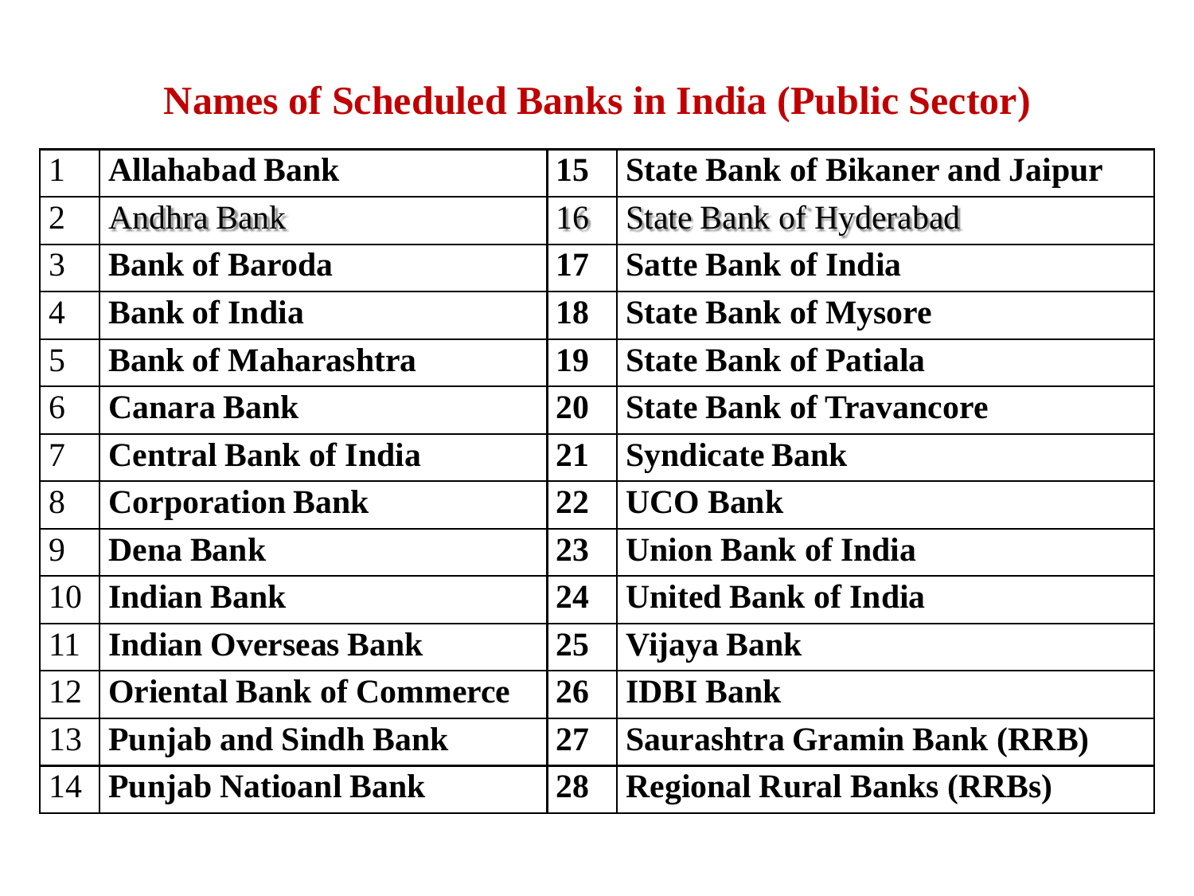# Names of Scheduled Banks in India (Public Sector)

| | | | |
|---|---|---|---|
| 1 | **Allahabad Bank** | **15** | **State Bank of Bikaner and Jaipur** |
| 2 | Andhra Bank | 16 | State Bank of Hyderabad |
| 3 | **Bank of Baroda** | **17** | **Satte Bank of India** |
| 4 | **Bank of India** | **18** | **State Bank of Mysore** |
| 5 | **Bank of Maharashtra** | **19** | **State Bank of Patiala** |
| 6 | **Canara Bank** | **20** | **State Bank of Travancore** |
| 7 | **Central Bank of India** | **21** | **Syndicate Bank** |
| 8 | **Corporation Bank** | **22** | **UCO Bank** |
| 9 | **Dena Bank** | **23** | **Union Bank of India** |
| 10 | **Indian Bank** | **24** | **United Bank of India** |
| 11 | **Indian Overseas Bank** | **25** | **Vijaya Bank** |
| 12 | **Oriental Bank of Commerce** | **26** | **IDBI Bank** |
| 13 | **Punjab and Sindh Bank** | **27** | **Saurashtra Gramin Bank (RRB)** |
| 14 | **Punjab Natioanl Bank** | **28** | **Regional Rural Banks (RRBs)** |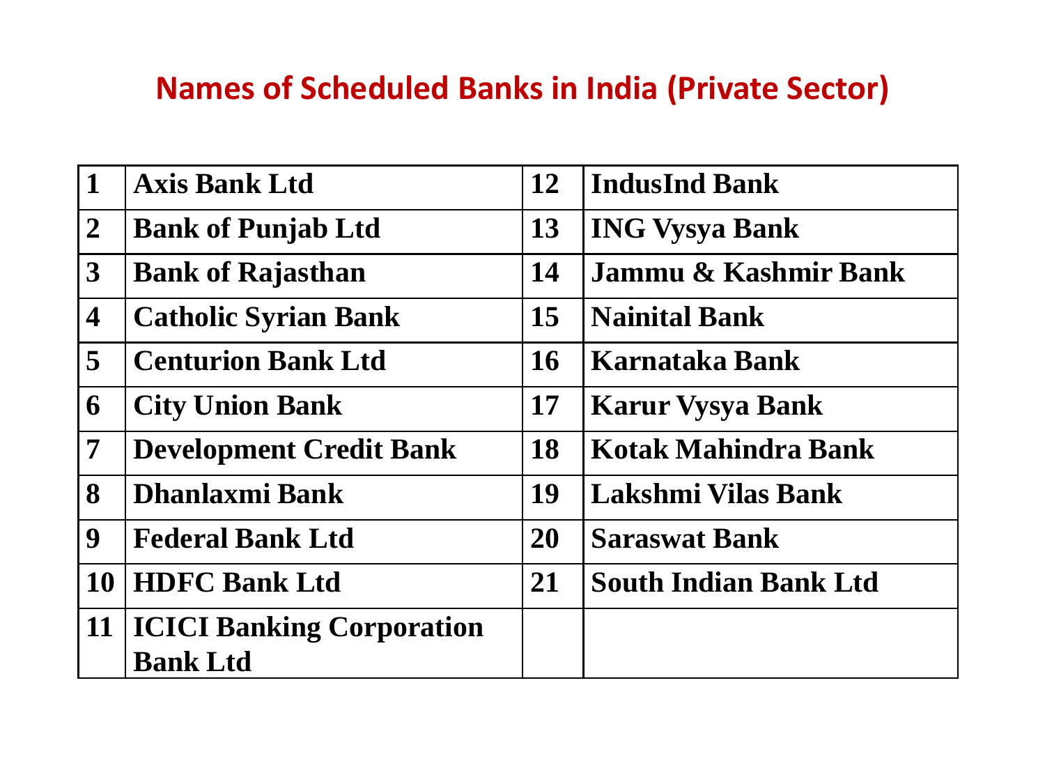## Names of Scheduled Banks in India (Private Sector)

| | | | |
|---|---|---|---|
| 1 | Axis Bank Ltd | 12 | IndusInd Bank |
| 2 | Bank of Punjab Ltd | 13 | ING Vysya Bank |
| 3 | Bank of Rajasthan | 14 | Jammu & Kashmir Bank |
| 4 | Catholic Syrian Bank | 15 | Nainital Bank |
| 5 | Centurion Bank Ltd | 16 | Karnataka Bank |
| 6 | City Union Bank | 17 | Karur Vysya Bank |
| 7 | Development Credit Bank | 18 | Kotak Mahindra Bank |
| 8 | Dhanlaxmi Bank | 19 | Lakshmi Vilas Bank |
| 9 | Federal Bank Ltd | 20 | Saraswat Bank |
| 10 | HDFC Bank Ltd | 21 | South Indian Bank Ltd |
| 11 | ICICI Banking Corporation Bank Ltd | | |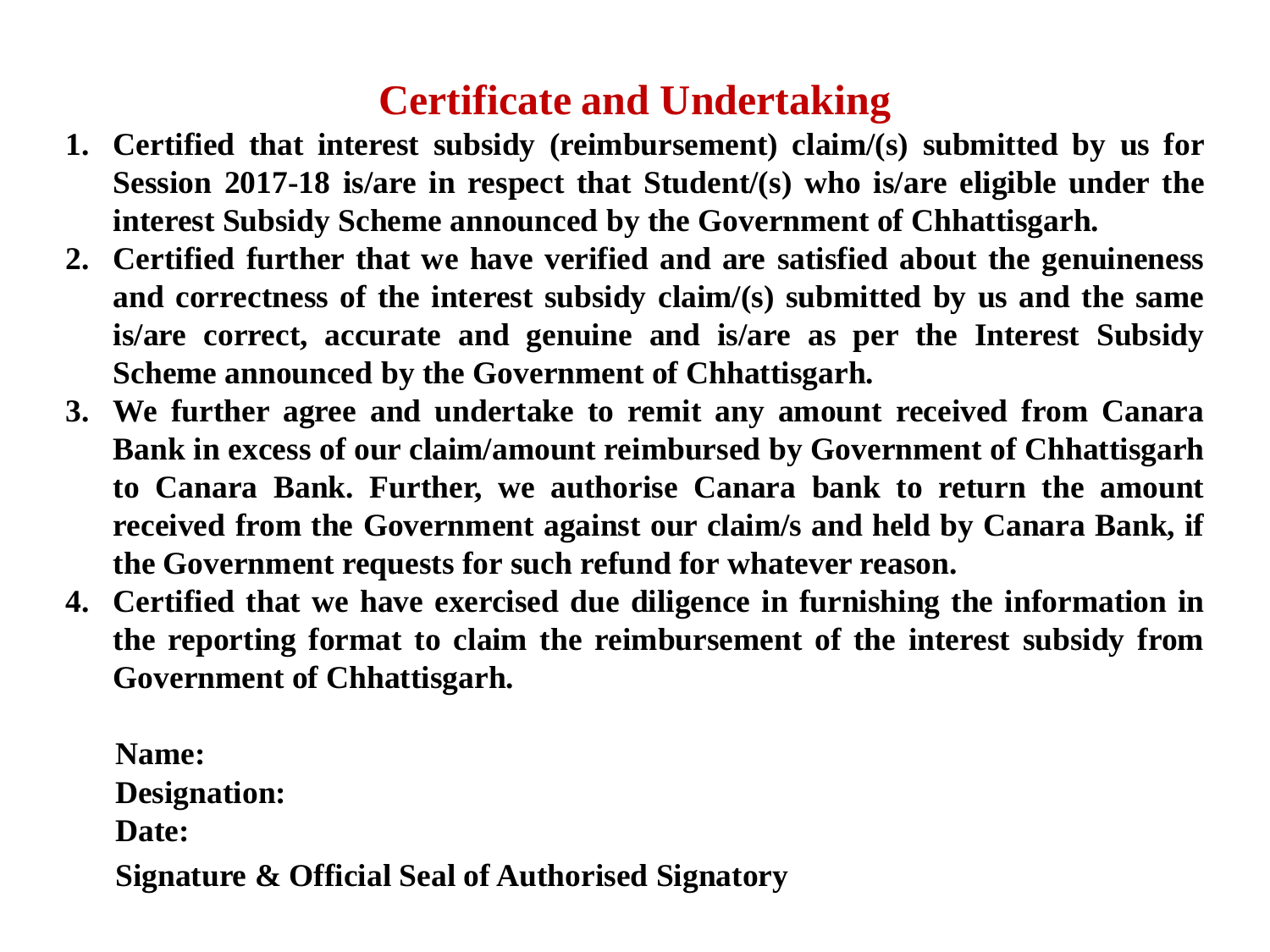# Certificate and Undertaking

1. **Certified that interest subsidy (reimbursement) claim/(s) submitted by us for Session 2017-18 is/are in respect that Student/(s) who is/are eligible under the interest Subsidy Scheme announced by the Government of Chhattisgarh.**
2. **Certified further that we have verified and are satisfied about the genuineness and correctness of the interest subsidy claim/(s) submitted by us and the same is/are correct, accurate and genuine and is/are as per the Interest Subsidy Scheme announced by the Government of Chhattisgarh.**
3. **We further agree and undertake to remit any amount received from Canara Bank in excess of our claim/amount reimbursed by Government of Chhattisgarh to Canara Bank. Further, we authorise Canara bank to return the amount received from the Government against our claim/s and held by Canara Bank, if the Government requests for such refund for whatever reason.**
4. **Certified that we have exercised due diligence in furnishing the information in the reporting format to claim the reimbursement of the interest subsidy from Government of Chhattisgarh.**

**Name:**

**Designation:**

**Date:**

**Signature & Official Seal of Authorised Signatory**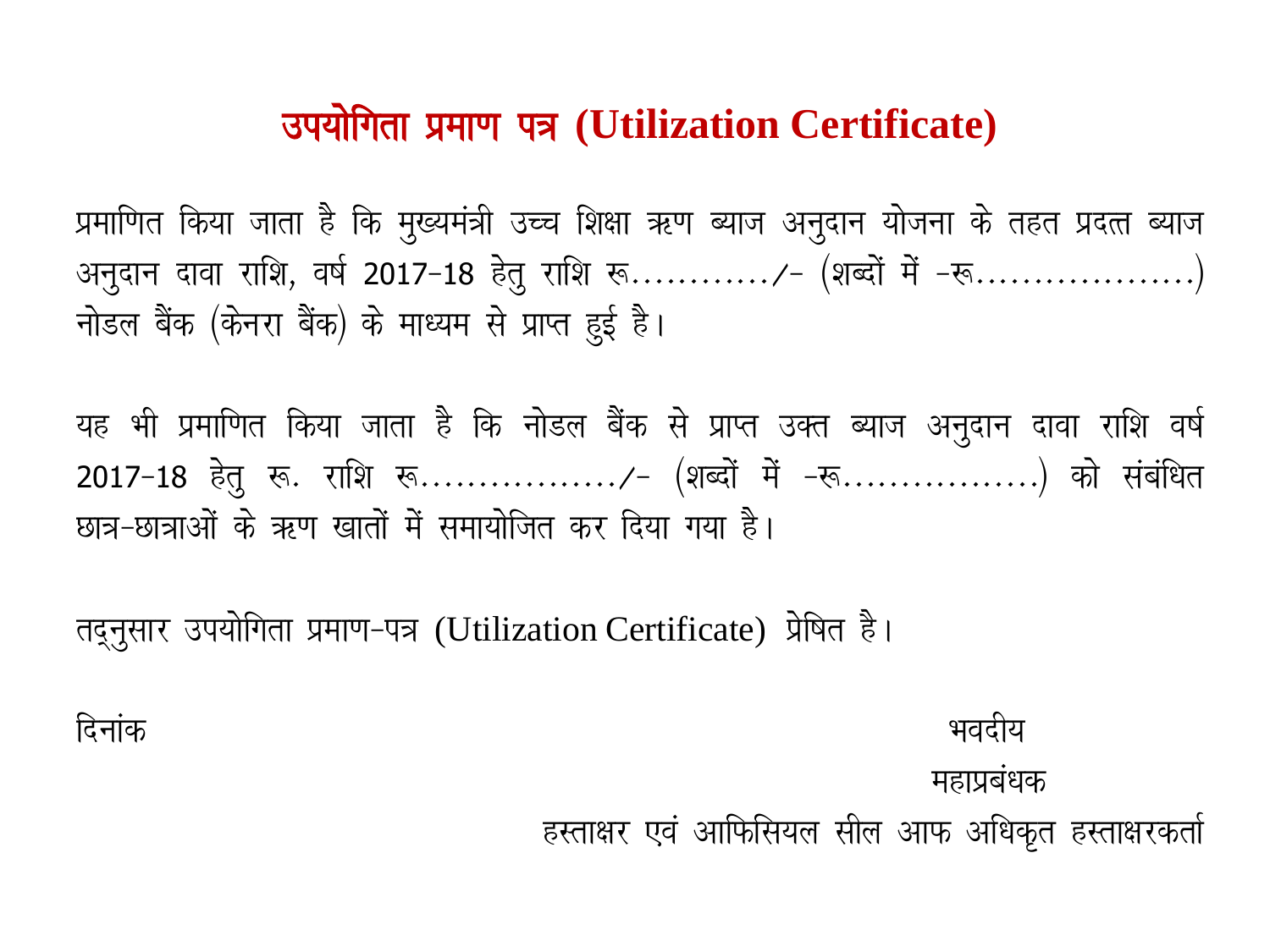# उपयोगिता प्रमाण पत्र (Utilization Certificate)

प्रमाणित किया जाता है कि मुख्यमंत्री उच्च शिक्षा ऋण ब्याज अनुदान योजना के तहत प्रदत्त ब्याज अनुदान दावा राशि, वर्ष 2017-18 हेतु राशि रू............/- (शब्दों में -रू...................) नोडल बैंक (केनरा बैंक) के माध्यम से प्राप्त हुई है।

यह भी प्रमाणित किया जाता है कि नोडल बैंक से प्राप्त उक्त ब्याज अनुदान दावा राशि वर्ष 2017-18 हेतु रू. राशि रू................./- (शब्दों में -रू.................) को संबंधित छात्र-छात्राओं के ऋण खातों में समायोजित कर दिया गया है।

तद्नुसार उपयोगिता प्रमाण-पत्र (Utilization Certificate) प्रेषित है।

दिनांक

भवदीय

महाप्रबंधक

हस्ताक्षर एवं आफिसियल सील आफ अधिकृत हस्ताक्षरकर्ता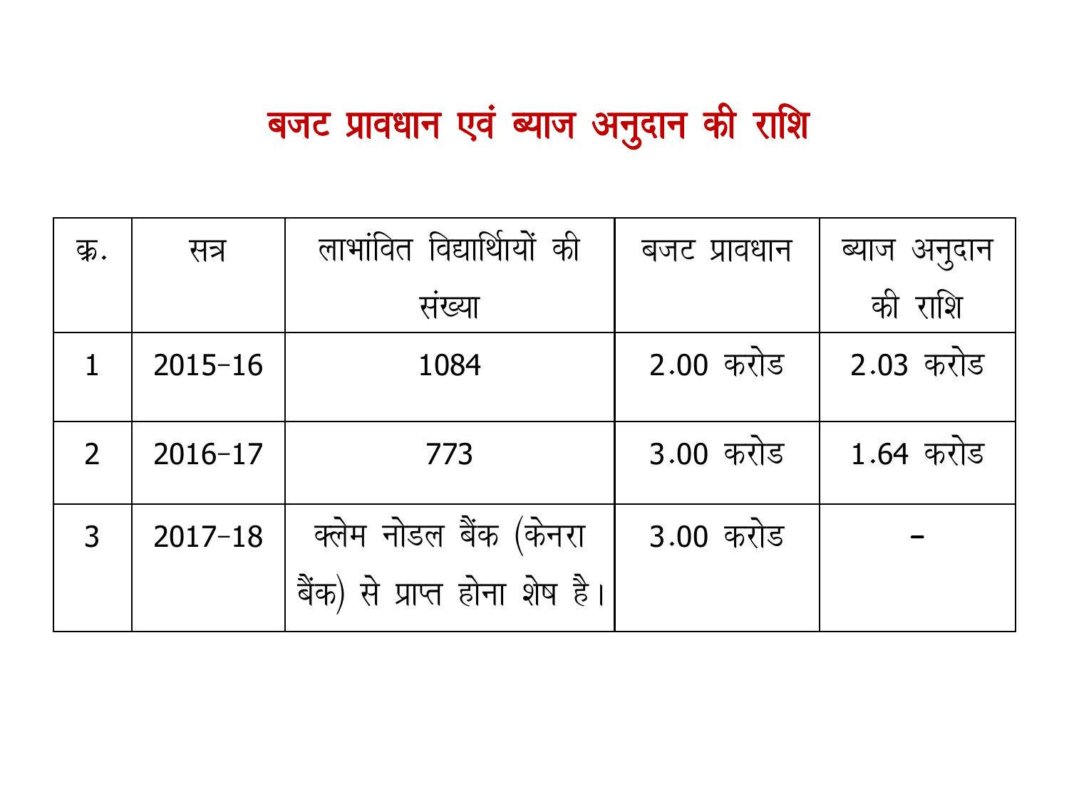# बजट प्रावधान एवं ब्याज अनुदान की राशि

| क्र. | सत्र | लाभांवित विद्यार्थियों की संख्या | बजट प्रावधान | ब्याज अनुदान की राशि |
|---|---|---|---|---|
| 1 | 2015-16 | 1084 | 2.00 करोड | 2.03 करोड |
| 2 | 2016-17 | 773 | 3.00 करोड | 1.64 करोड |
| 3 | 2017-18 | क्लेम नोडल बैंक (केनरा बैंक) से प्राप्त होना शेष है। | 3.00 करोड | - |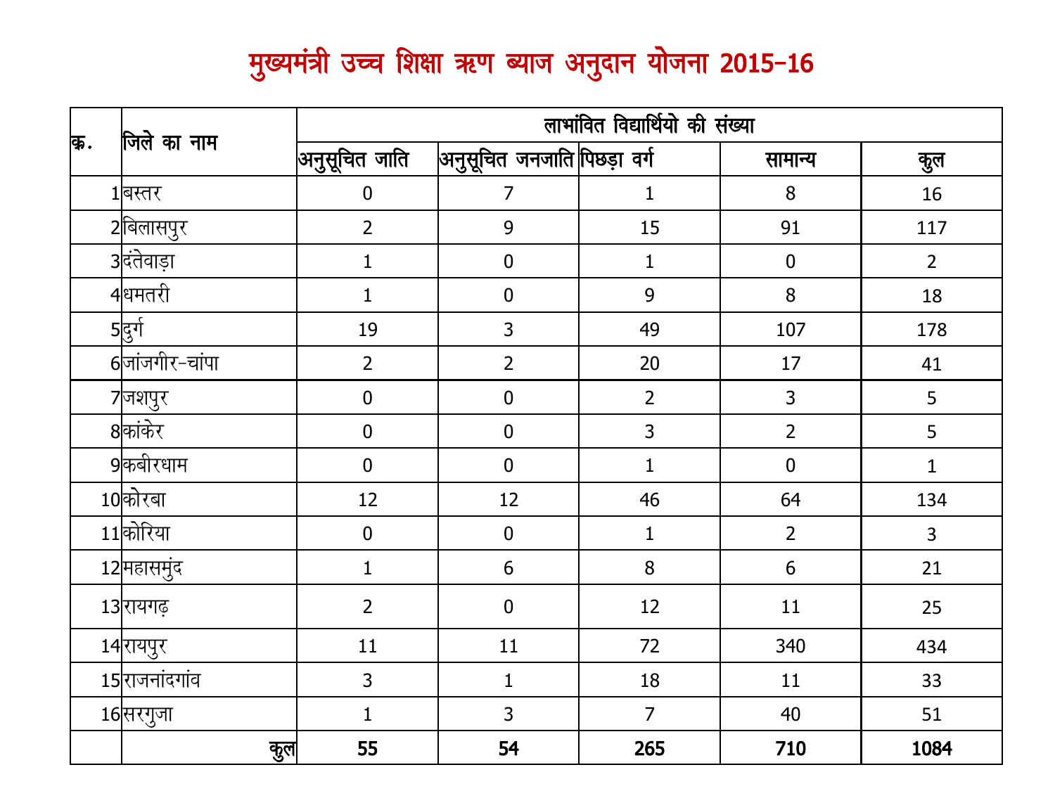# मुख्यमंत्री उच्च शिक्षा ऋण ब्याज अनुदान योजना 2015-16

| क्र. | जिले का नाम | लाभांवित विद्यार्थियो की संख्या | | | | |
|---|---|---|---|---|---|---|
| | | अनुसूचित जाति | अनुसूचित जनजाति | पिछड़ा वर्ग | सामान्य | कुल |
| 1 | बस्तर | 0 | 7 | 1 | 8 | 16 |
| 2 | बिलासपुर | 2 | 9 | 15 | 91 | 117 |
| 3 | दंतेवाड़ा | 1 | 0 | 1 | 0 | 2 |
| 4 | धमतरी | 1 | 0 | 9 | 8 | 18 |
| 5 | दुर्ग | 19 | 3 | 49 | 107 | 178 |
| 6 | जांजगीर-चांपा | 2 | 2 | 20 | 17 | 41 |
| 7 | जशपुर | 0 | 0 | 2 | 3 | 5 |
| 8 | कांकेर | 0 | 0 | 3 | 2 | 5 |
| 9 | कबीरधाम | 0 | 0 | 1 | 0 | 1 |
| 10 | कोरबा | 12 | 12 | 46 | 64 | 134 |
| 11 | कोरिया | 0 | 0 | 1 | 2 | 3 |
| 12 | महासमुंद | 1 | 6 | 8 | 6 | 21 |
| 13 | रायगढ़ | 2 | 0 | 12 | 11 | 25 |
| 14 | रायपुर | 11 | 11 | 72 | 340 | 434 |
| 15 | राजनांदगांव | 3 | 1 | 18 | 11 | 33 |
| 16 | सरगुजा | 1 | 3 | 7 | 40 | 51 |
| | **कुल** | **55** | **54** | **265** | **710** | **1084** |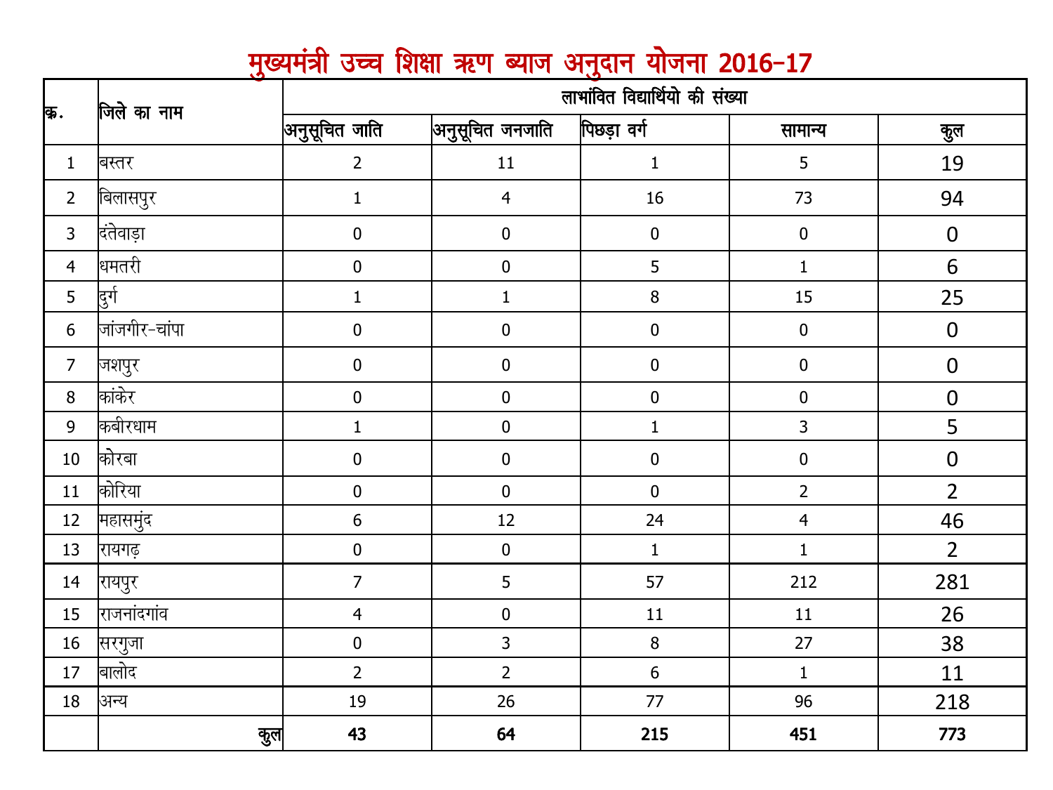# मुख्यमंत्री उच्च शिक्षा ऋण ब्याज अनुदान योजना 2016-17

| क्र. | जिले का नाम | लाभांवित विद्यार्थियो की संख्या | | | | |
|---|---|---|---|---|---|---|
| | | अनुसूचित जाति | अनुसूचित जनजाति | पिछड़ा वर्ग | सामान्य | कुल |
| 1 | बस्तर | 2 | 11 | 1 | 5 | 19 |
| 2 | बिलासपुर | 1 | 4 | 16 | 73 | 94 |
| 3 | दंतेवाड़ा | 0 | 0 | 0 | 0 | 0 |
| 4 | धमतरी | 0 | 0 | 5 | 1 | 6 |
| 5 | दुर्ग | 1 | 1 | 8 | 15 | 25 |
| 6 | जांजगीर-चांपा | 0 | 0 | 0 | 0 | 0 |
| 7 | जशपुर | 0 | 0 | 0 | 0 | 0 |
| 8 | कांकेर | 0 | 0 | 0 | 0 | 0 |
| 9 | कबीरधाम | 1 | 0 | 1 | 3 | 5 |
| 10 | कोरबा | 0 | 0 | 0 | 0 | 0 |
| 11 | कोरिया | 0 | 0 | 0 | 2 | 2 |
| 12 | महासमुंद | 6 | 12 | 24 | 4 | 46 |
| 13 | रायगढ़ | 0 | 0 | 1 | 1 | 2 |
| 14 | रायपुर | 7 | 5 | 57 | 212 | 281 |
| 15 | राजनांदगांव | 4 | 0 | 11 | 11 | 26 |
| 16 | सरगुजा | 0 | 3 | 8 | 27 | 38 |
| 17 | बालोद | 2 | 2 | 6 | 1 | 11 |
| 18 | अन्य | 19 | 26 | 77 | 96 | 218 |
| | **कुल** | **43** | **64** | **215** | **451** | **773** |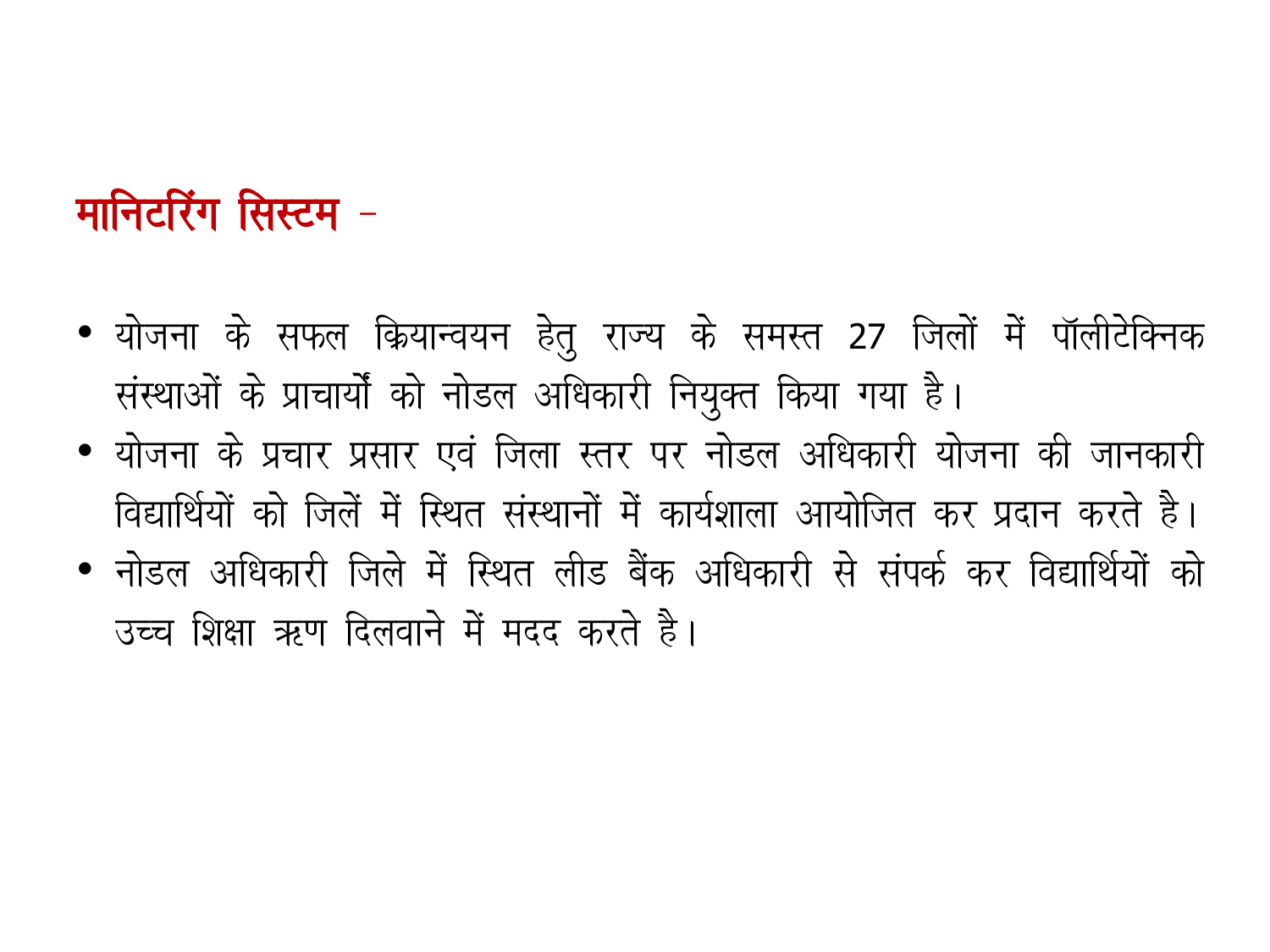## मानिटरिंग सिस्टम -

- योजना के सफल क्रियान्वयन हेतु राज्य के समस्त 27 जिलों में पॉलीटेक्निक संस्थाओं के प्राचार्यों को नोडल अधिकारी नियुक्त किया गया है।
- योजना के प्रचार प्रसार एवं जिला स्तर पर नोडल अधिकारी योजना की जानकारी विद्यार्थियों को जिलें में स्थित संस्थानों में कार्यशाला आयोजित कर प्रदान करते है।
- नोडल अधिकारी जिले में स्थित लीड बैंक अधिकारी से संपर्क कर विद्यार्थियों को उच्च शिक्षा ऋण दिलवाने में मदद करते है।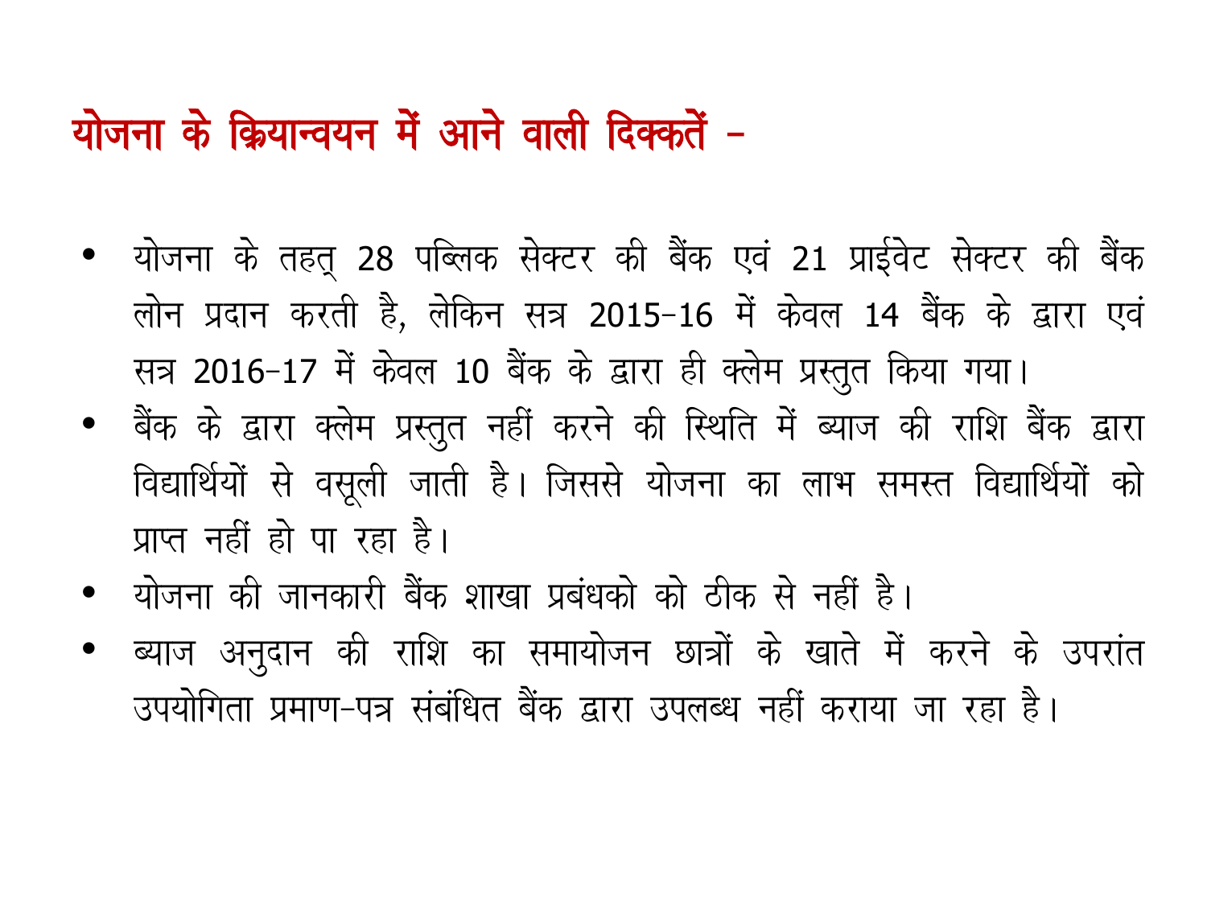## योजना के क्रियान्वयन में आने वाली दिक्कतें -

- योजना के तहत् 28 पब्लिक सेक्टर की बैंक एवं 21 प्राईवेट सेक्टर की बैंक लोन प्रदान करती है, लेकिन सत्र 2015-16 में केवल 14 बैंक के द्वारा एवं सत्र 2016-17 में केवल 10 बैंक के द्वारा ही क्लेम प्रस्तुत किया गया।
- बैंक के द्वारा क्लेम प्रस्तुत नहीं करने की स्थिति में ब्याज की राशि बैंक द्वारा विद्यार्थियों से वसूली जाती है। जिससे योजना का लाभ समस्त विद्यार्थियों को प्राप्त नहीं हो पा रहा है।
- योजना की जानकारी बैंक शाखा प्रबंधको को ठीक से नहीं है।
- ब्याज अनुदान की राशि का समायोजन छात्रों के खाते में करने के उपरांत उपयोगिता प्रमाण-पत्र संबंधित बैंक द्वारा उपलब्ध नहीं कराया जा रहा है।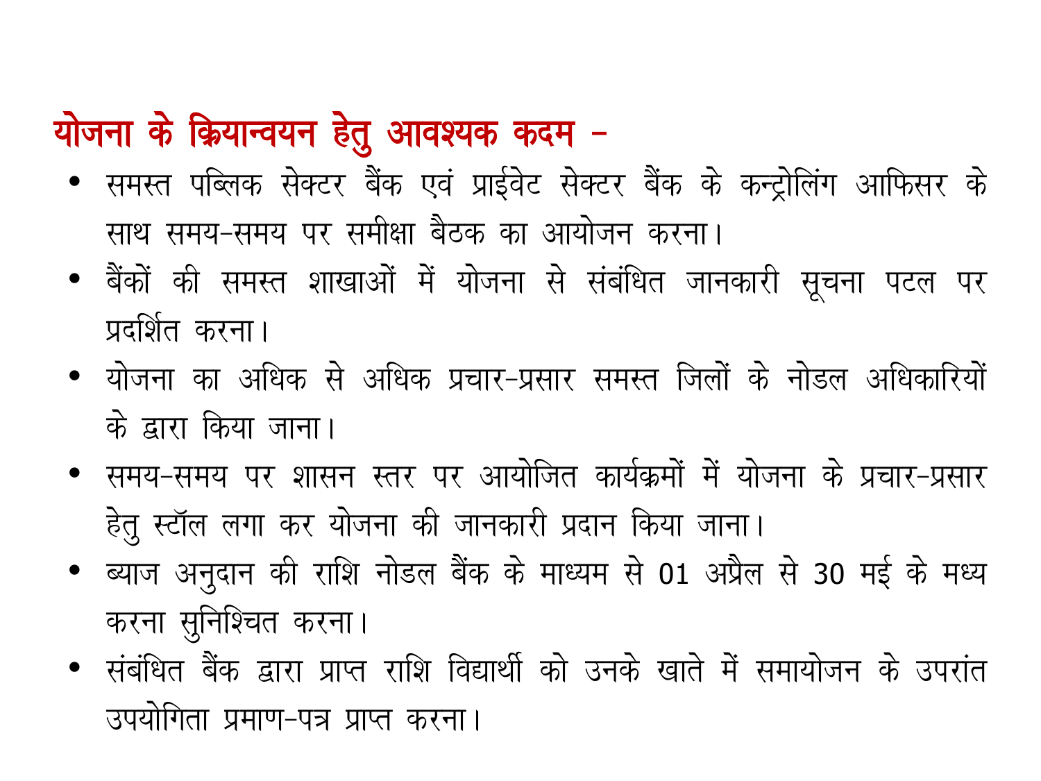## योजना के क्रियान्वयन हेतु आवश्यक कदम -

- समस्त पब्लिक सेक्टर बैंक एवं प्राईवेट सेक्टर बैंक के कन्ट्रोलिंग आफिसर के साथ समय-समय पर समीक्षा बैठक का आयोजन करना।
- बैंकों की समस्त शाखाओं में योजना से संबंधित जानकारी सूचना पटल पर प्रदर्शित करना।
- योजना का अधिक से अधिक प्रचार-प्रसार समस्त जिलों के नोडल अधिकारियों के द्वारा किया जाना।
- समय-समय पर शासन स्तर पर आयोजित कार्यक्रमों में योजना के प्रचार-प्रसार हेतु स्टॉल लगा कर योजना की जानकारी प्रदान किया जाना।
- ब्याज अनुदान की राशि नोडल बैंक के माध्यम से 01 अप्रैल से 30 मई के मध्य करना सुनिश्चित करना।
- संबंधित बैंक द्वारा प्राप्त राशि विद्यार्थी को उनके खाते में समायोजन के उपरांत उपयोगिता प्रमाण-पत्र प्राप्त करना।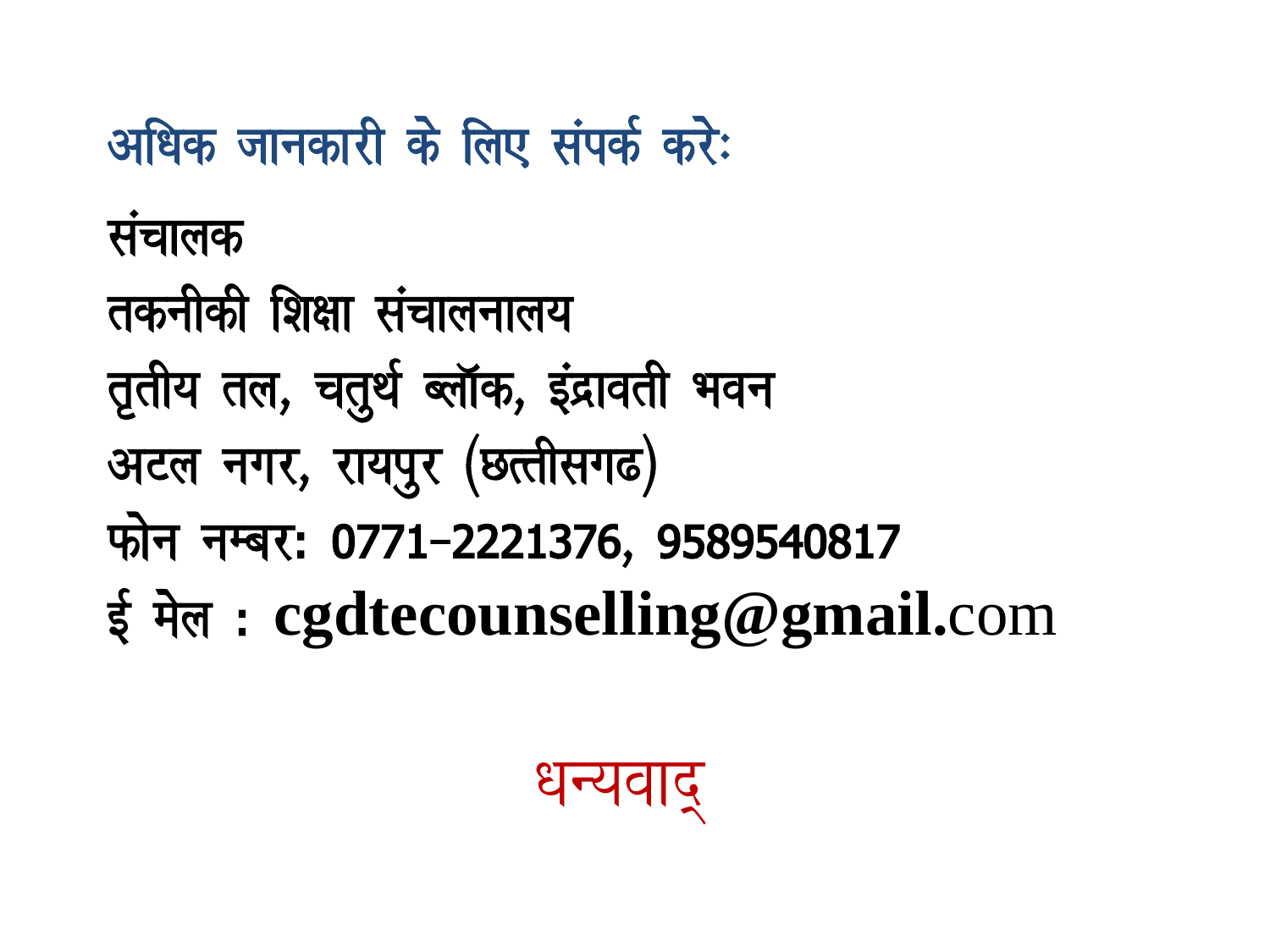## अधिक जानकारी के लिए संपर्क करेः

संचालक

तकनीकी शिक्षा संचालनालय

तृतीय तल, चतुर्थ ब्लॉक, इंद्रावती भवन

अटल नगर, रायपुर (छत्तीसगढ)

फोन नम्बरः 0771-2221376, 9589540817

ई मेल : **cgdtecounselling@gmail.**com

धन्यवाद्